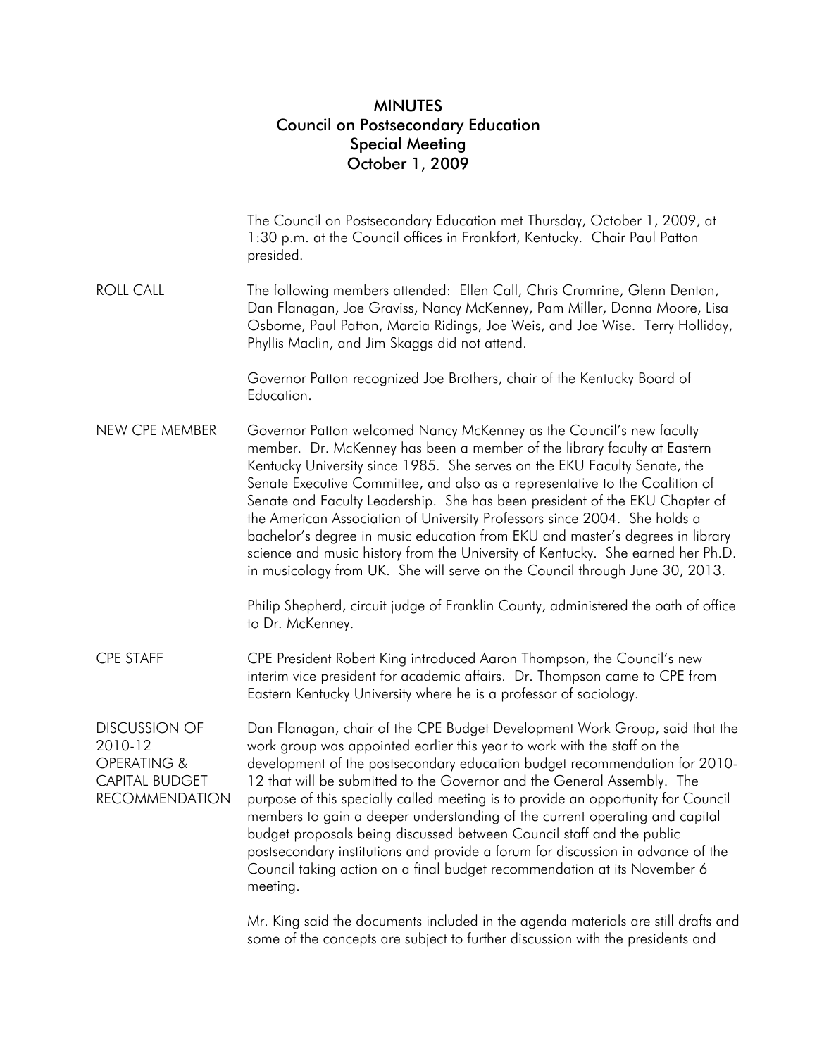# MINUTES
## Council on Postsecondary Education
## Special Meeting
## October 1, 2009

The Council on Postsecondary Education met Thursday, October 1, 2009, at 1:30 p.m. at the Council offices in Frankfort, Kentucky. Chair Paul Patton presided.

**ROLL CALL**

The following members attended: Ellen Call, Chris Crumrine, Glenn Denton, Dan Flanagan, Joe Graviss, Nancy McKenney, Pam Miller, Donna Moore, Lisa Osborne, Paul Patton, Marcia Ridings, Joe Weis, and Joe Wise. Terry Holliday, Phyllis Maclin, and Jim Skaggs did not attend.

Governor Patton recognized Joe Brothers, chair of the Kentucky Board of Education.

**NEW CPE MEMBER**

Governor Patton welcomed Nancy McKenney as the Council's new faculty member. Dr. McKenney has been a member of the library faculty at Eastern Kentucky University since 1985. She serves on the EKU Faculty Senate, the Senate Executive Committee, and also as a representative to the Coalition of Senate and Faculty Leadership. She has been president of the EKU Chapter of the American Association of University Professors since 2004. She holds a bachelor's degree in music education from EKU and master's degrees in library science and music history from the University of Kentucky. She earned her Ph.D. in musicology from UK. She will serve on the Council through June 30, 2013.

Philip Shepherd, circuit judge of Franklin County, administered the oath of office to Dr. McKenney.

**CPE STAFF**

CPE President Robert King introduced Aaron Thompson, the Council's new interim vice president for academic affairs. Dr. Thompson came to CPE from Eastern Kentucky University where he is a professor of sociology.

**DISCUSSION OF 2010-12 OPERATING & CAPITAL BUDGET RECOMMENDATION**

Dan Flanagan, chair of the CPE Budget Development Work Group, said that the work group was appointed earlier this year to work with the staff on the development of the postsecondary education budget recommendation for 2010-12 that will be submitted to the Governor and the General Assembly. The purpose of this specially called meeting is to provide an opportunity for Council members to gain a deeper understanding of the current operating and capital budget proposals being discussed between Council staff and the public postsecondary institutions and provide a forum for discussion in advance of the Council taking action on a final budget recommendation at its November 6 meeting.

Mr. King said the documents included in the agenda materials are still drafts and some of the concepts are subject to further discussion with the presidents and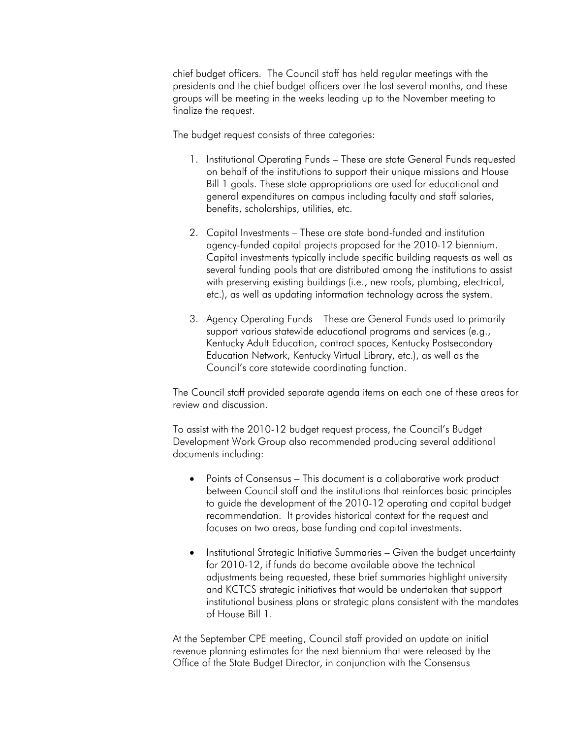chief budget officers. The Council staff has held regular meetings with the presidents and the chief budget officers over the last several months, and these groups will be meeting in the weeks leading up to the November meeting to finalize the request.

The budget request consists of three categories:

1. Institutional Operating Funds – These are state General Funds requested on behalf of the institutions to support their unique missions and House Bill 1 goals. These state appropriations are used for educational and general expenditures on campus including faculty and staff salaries, benefits, scholarships, utilities, etc.

2. Capital Investments – These are state bond-funded and institution agency-funded capital projects proposed for the 2010-12 biennium. Capital investments typically include specific building requests as well as several funding pools that are distributed among the institutions to assist with preserving existing buildings (i.e., new roofs, plumbing, electrical, etc.), as well as updating information technology across the system.

3. Agency Operating Funds – These are General Funds used to primarily support various statewide educational programs and services (e.g., Kentucky Adult Education, contract spaces, Kentucky Postsecondary Education Network, Kentucky Virtual Library, etc.), as well as the Council's core statewide coordinating function.

The Council staff provided separate agenda items on each one of these areas for review and discussion.

To assist with the 2010-12 budget request process, the Council's Budget Development Work Group also recommended producing several additional documents including:

- Points of Consensus – This document is a collaborative work product between Council staff and the institutions that reinforces basic principles to guide the development of the 2010-12 operating and capital budget recommendation. It provides historical context for the request and focuses on two areas, base funding and capital investments.

- Institutional Strategic Initiative Summaries – Given the budget uncertainty for 2010-12, if funds do become available above the technical adjustments being requested, these brief summaries highlight university and KCTCS strategic initiatives that would be undertaken that support institutional business plans or strategic plans consistent with the mandates of House Bill 1.

At the September CPE meeting, Council staff provided an update on initial revenue planning estimates for the next biennium that were released by the Office of the State Budget Director, in conjunction with the Consensus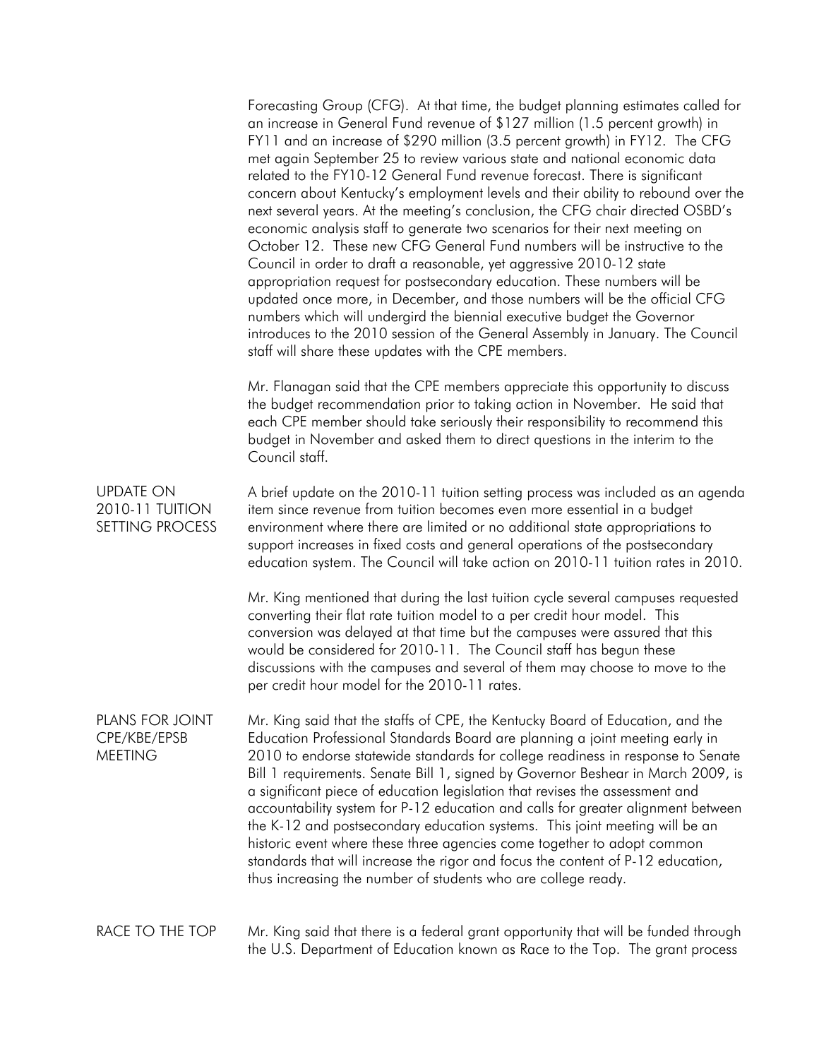Forecasting Group (CFG). At that time, the budget planning estimates called for an increase in General Fund revenue of $127 million (1.5 percent growth) in FY11 and an increase of $290 million (3.5 percent growth) in FY12. The CFG met again September 25 to review various state and national economic data related to the FY10-12 General Fund revenue forecast. There is significant concern about Kentucky's employment levels and their ability to rebound over the next several years. At the meeting's conclusion, the CFG chair directed OSBD's economic analysis staff to generate two scenarios for their next meeting on October 12. These new CFG General Fund numbers will be instructive to the Council in order to draft a reasonable, yet aggressive 2010-12 state appropriation request for postsecondary education. These numbers will be updated once more, in December, and those numbers will be the official CFG numbers which will undergird the biennial executive budget the Governor introduces to the 2010 session of the General Assembly in January. The Council staff will share these updates with the CPE members.

Mr. Flanagan said that the CPE members appreciate this opportunity to discuss the budget recommendation prior to taking action in November. He said that each CPE member should take seriously their responsibility to recommend this budget in November and asked them to direct questions in the interim to the Council staff.

## UPDATE ON 2010-11 TUITION SETTING PROCESS

A brief update on the 2010-11 tuition setting process was included as an agenda item since revenue from tuition becomes even more essential in a budget environment where there are limited or no additional state appropriations to support increases in fixed costs and general operations of the postsecondary education system. The Council will take action on 2010-11 tuition rates in 2010.

Mr. King mentioned that during the last tuition cycle several campuses requested converting their flat rate tuition model to a per credit hour model. This conversion was delayed at that time but the campuses were assured that this would be considered for 2010-11. The Council staff has begun these discussions with the campuses and several of them may choose to move to the per credit hour model for the 2010-11 rates.

## PLANS FOR JOINT CPE/KBE/EPSB MEETING

Mr. King said that the staffs of CPE, the Kentucky Board of Education, and the Education Professional Standards Board are planning a joint meeting early in 2010 to endorse statewide standards for college readiness in response to Senate Bill 1 requirements. Senate Bill 1, signed by Governor Beshear in March 2009, is a significant piece of education legislation that revises the assessment and accountability system for P-12 education and calls for greater alignment between the K-12 and postsecondary education systems. This joint meeting will be an historic event where these three agencies come together to adopt common standards that will increase the rigor and focus the content of P-12 education, thus increasing the number of students who are college ready.

## RACE TO THE TOP

Mr. King said that there is a federal grant opportunity that will be funded through the U.S. Department of Education known as Race to the Top. The grant process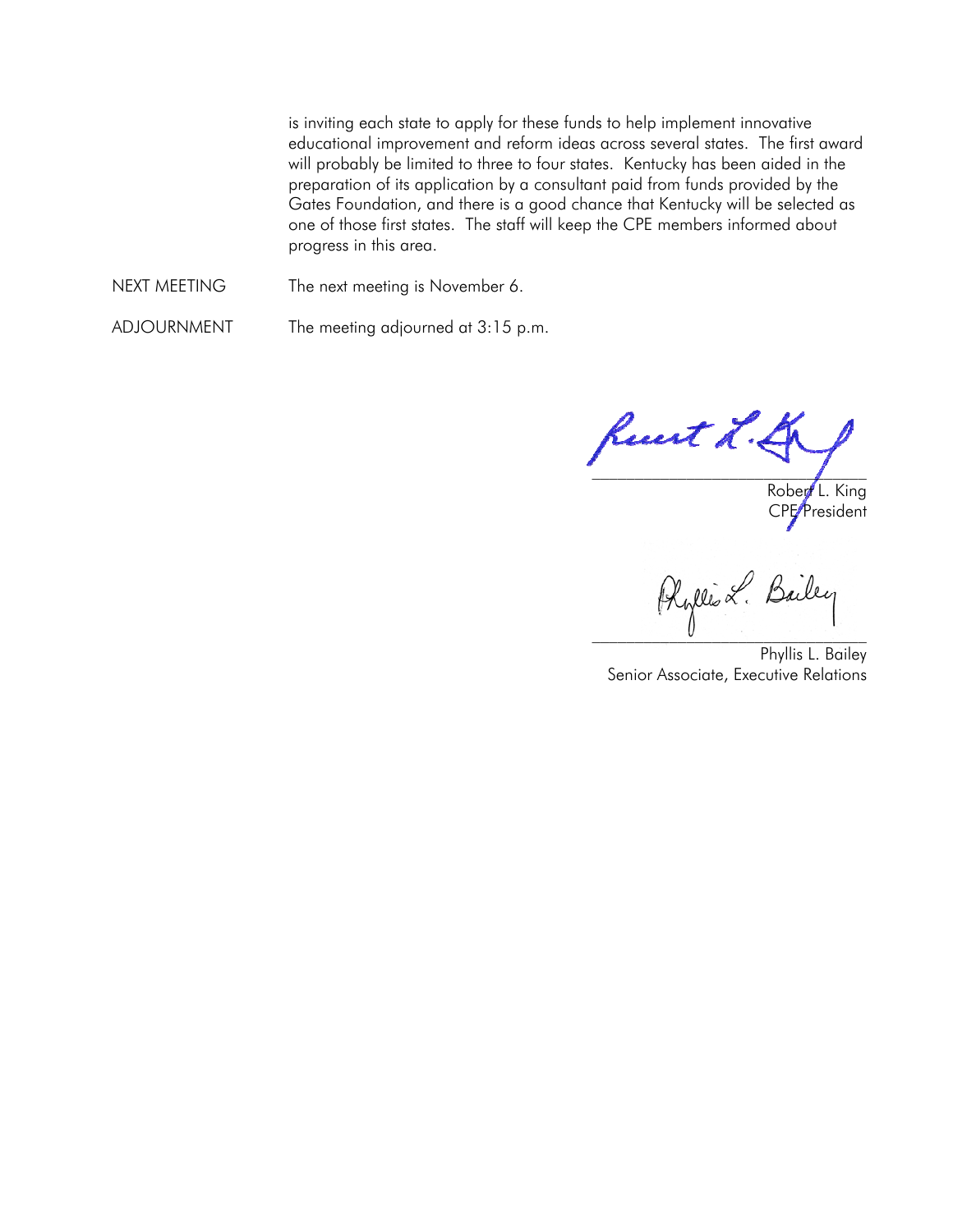is inviting each state to apply for these funds to help implement innovative educational improvement and reform ideas across several states. The first award will probably be limited to three to four states. Kentucky has been aided in the preparation of its application by a consultant paid from funds provided by the Gates Foundation, and there is a good chance that Kentucky will be selected as one of those first states. The staff will keep the CPE members informed about progress in this area.

NEXT MEETING The next meeting is November 6.

ADJOURNMENT The meeting adjourned at 3:15 p.m.

Robert L. King
CPE President

Phyllis L. Bailey
Senior Associate, Executive Relations